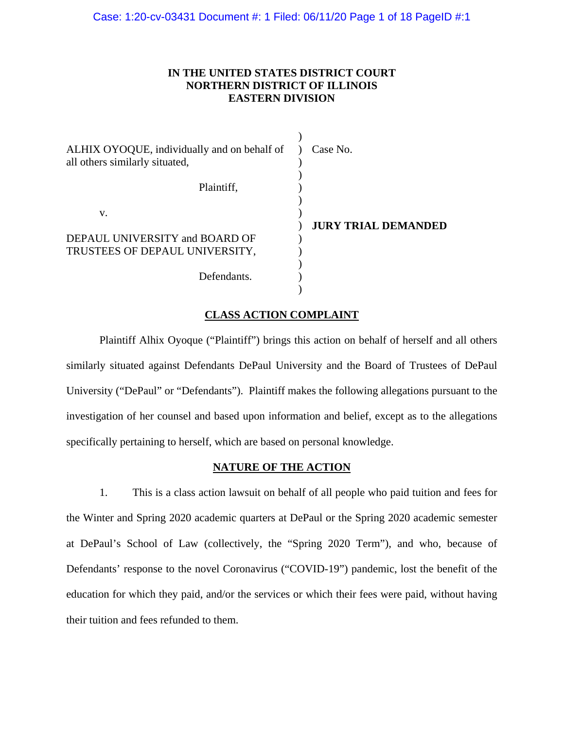**IN THE UNITED STATES DISTRICT COURT**
**NORTHERN DISTRICT OF ILLINOIS**
**EASTERN DIVISION**

| | |
|---|---|
| ALHIX OYOQUE, individually and on behalf of all others similarly situated, | Case No. |
| Plaintiff, | |
| v. | **JURY TRIAL DEMANDED** |
| DEPAUL UNIVERSITY and BOARD OF TRUSTEES OF DEPAUL UNIVERSITY, | |
| Defendants. | |

## CLASS ACTION COMPLAINT

Plaintiff Alhix Oyoque ("Plaintiff") brings this action on behalf of herself and all others similarly situated against Defendants DePaul University and the Board of Trustees of DePaul University ("DePaul" or "Defendants"). Plaintiff makes the following allegations pursuant to the investigation of her counsel and based upon information and belief, except as to the allegations specifically pertaining to herself, which are based on personal knowledge.

## NATURE OF THE ACTION

1. This is a class action lawsuit on behalf of all people who paid tuition and fees for the Winter and Spring 2020 academic quarters at DePaul or the Spring 2020 academic semester at DePaul's School of Law (collectively, the "Spring 2020 Term"), and who, because of Defendants' response to the novel Coronavirus ("COVID-19") pandemic, lost the benefit of the education for which they paid, and/or the services or which their fees were paid, without having their tuition and fees refunded to them.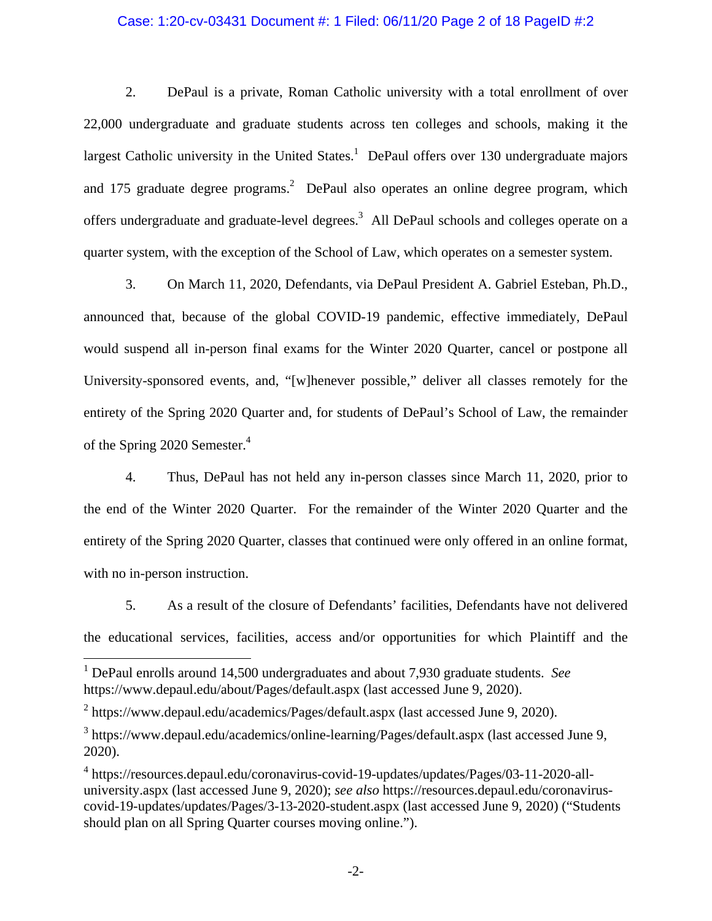2. DePaul is a private, Roman Catholic university with a total enrollment of over 22,000 undergraduate and graduate students across ten colleges and schools, making it the largest Catholic university in the United States.[1] DePaul offers over 130 undergraduate majors and 175 graduate degree programs.[2] DePaul also operates an online degree program, which offers undergraduate and graduate-level degrees.[3] All DePaul schools and colleges operate on a quarter system, with the exception of the School of Law, which operates on a semester system.

3. On March 11, 2020, Defendants, via DePaul President A. Gabriel Esteban, Ph.D., announced that, because of the global COVID-19 pandemic, effective immediately, DePaul would suspend all in-person final exams for the Winter 2020 Quarter, cancel or postpone all University-sponsored events, and, "[w]henever possible," deliver all classes remotely for the entirety of the Spring 2020 Quarter and, for students of DePaul's School of Law, the remainder of the Spring 2020 Semester.[4]

4. Thus, DePaul has not held any in-person classes since March 11, 2020, prior to the end of the Winter 2020 Quarter. For the remainder of the Winter 2020 Quarter and the entirety of the Spring 2020 Quarter, classes that continued were only offered in an online format, with no in-person instruction.

5. As a result of the closure of Defendants' facilities, Defendants have not delivered the educational services, facilities, access and/or opportunities for which Plaintiff and the

---

[1] DePaul enrolls around 14,500 undergraduates and about 7,930 graduate students. *See* https://www.depaul.edu/about/Pages/default.aspx (last accessed June 9, 2020).

[2] https://www.depaul.edu/academics/Pages/default.aspx (last accessed June 9, 2020).

[3] https://www.depaul.edu/academics/online-learning/Pages/default.aspx (last accessed June 9, 2020).

[4] https://resources.depaul.edu/coronavirus-covid-19-updates/updates/Pages/03-11-2020-all-university.aspx (last accessed June 9, 2020); *see also* https://resources.depaul.edu/coronavirus-covid-19-updates/updates/Pages/3-13-2020-student.aspx (last accessed June 9, 2020) ("Students should plan on all Spring Quarter courses moving online.").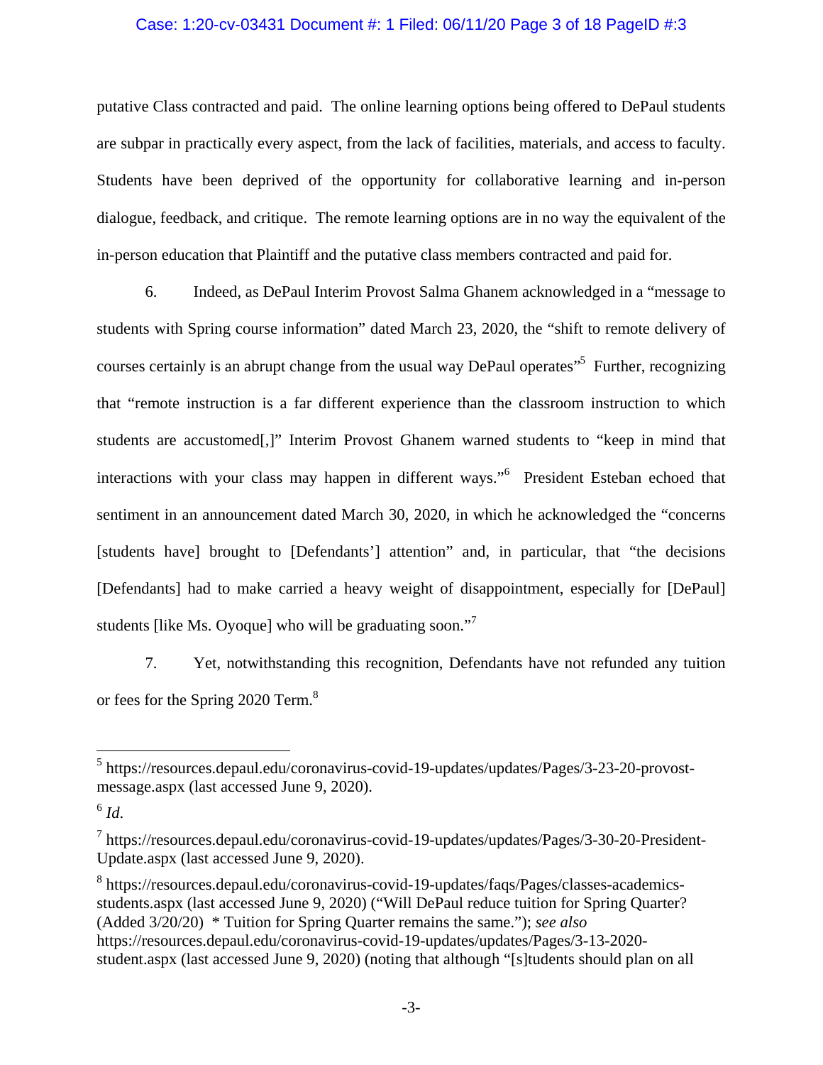putative Class contracted and paid. The online learning options being offered to DePaul students are subpar in practically every aspect, from the lack of facilities, materials, and access to faculty. Students have been deprived of the opportunity for collaborative learning and in-person dialogue, feedback, and critique. The remote learning options are in no way the equivalent of the in-person education that Plaintiff and the putative class members contracted and paid for.

6. Indeed, as DePaul Interim Provost Salma Ghanem acknowledged in a "message to students with Spring course information" dated March 23, 2020, the "shift to remote delivery of courses certainly is an abrupt change from the usual way DePaul operates"[5] Further, recognizing that "remote instruction is a far different experience than the classroom instruction to which students are accustomed[,]" Interim Provost Ghanem warned students to "keep in mind that interactions with your class may happen in different ways."[6] President Esteban echoed that sentiment in an announcement dated March 30, 2020, in which he acknowledged the "concerns [students have] brought to [Defendants'] attention" and, in particular, that "the decisions [Defendants] had to make carried a heavy weight of disappointment, especially for [DePaul] students [like Ms. Oyoque] who will be graduating soon."[7]

7. Yet, notwithstanding this recognition, Defendants have not refunded any tuition or fees for the Spring 2020 Term.[8]

---

[5] https://resources.depaul.edu/coronavirus-covid-19-updates/updates/Pages/3-23-20-provost-message.aspx (last accessed June 9, 2020).

[6] *Id.*

[7] https://resources.depaul.edu/coronavirus-covid-19-updates/updates/Pages/3-30-20-President-Update.aspx (last accessed June 9, 2020).

[8] https://resources.depaul.edu/coronavirus-covid-19-updates/faqs/Pages/classes-academics-students.aspx (last accessed June 9, 2020) ("Will DePaul reduce tuition for Spring Quarter? (Added 3/20/20) * Tuition for Spring Quarter remains the same."); *see also* https://resources.depaul.edu/coronavirus-covid-19-updates/updates/Pages/3-13-2020-student.aspx (last accessed June 9, 2020) (noting that although "[s]tudents should plan on all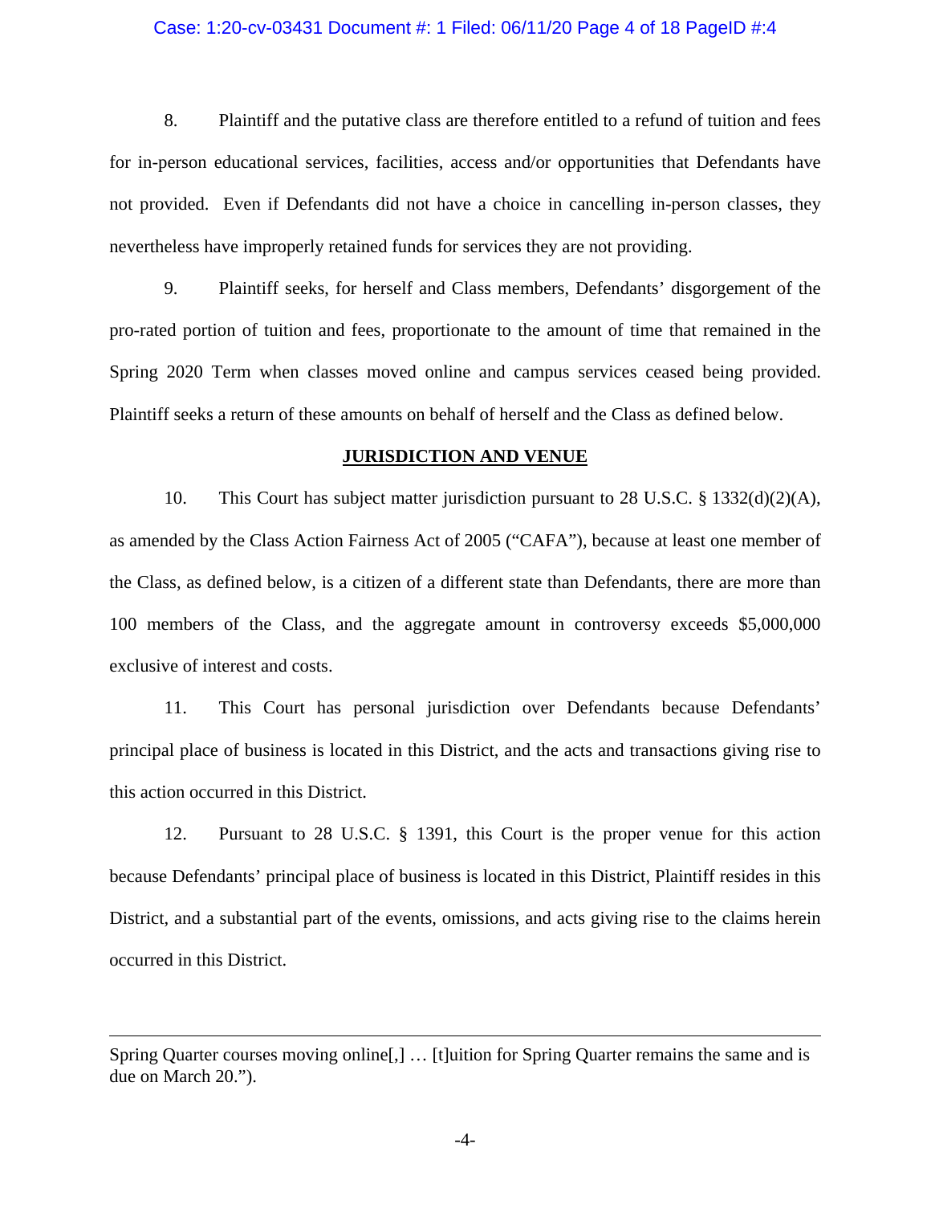8. Plaintiff and the putative class are therefore entitled to a refund of tuition and fees for in-person educational services, facilities, access and/or opportunities that Defendants have not provided. Even if Defendants did not have a choice in cancelling in-person classes, they nevertheless have improperly retained funds for services they are not providing.

9. Plaintiff seeks, for herself and Class members, Defendants' disgorgement of the pro-rated portion of tuition and fees, proportionate to the amount of time that remained in the Spring 2020 Term when classes moved online and campus services ceased being provided. Plaintiff seeks a return of these amounts on behalf of herself and the Class as defined below.

## JURISDICTION AND VENUE

10. This Court has subject matter jurisdiction pursuant to 28 U.S.C. § 1332(d)(2)(A), as amended by the Class Action Fairness Act of 2005 ("CAFA"), because at least one member of the Class, as defined below, is a citizen of a different state than Defendants, there are more than 100 members of the Class, and the aggregate amount in controversy exceeds $5,000,000 exclusive of interest and costs.

11. This Court has personal jurisdiction over Defendants because Defendants' principal place of business is located in this District, and the acts and transactions giving rise to this action occurred in this District.

12. Pursuant to 28 U.S.C. § 1391, this Court is the proper venue for this action because Defendants' principal place of business is located in this District, Plaintiff resides in this District, and a substantial part of the events, omissions, and acts giving rise to the claims herein occurred in this District.

---

Spring Quarter courses moving online[,] … [t]uition for Spring Quarter remains the same and is due on March 20.").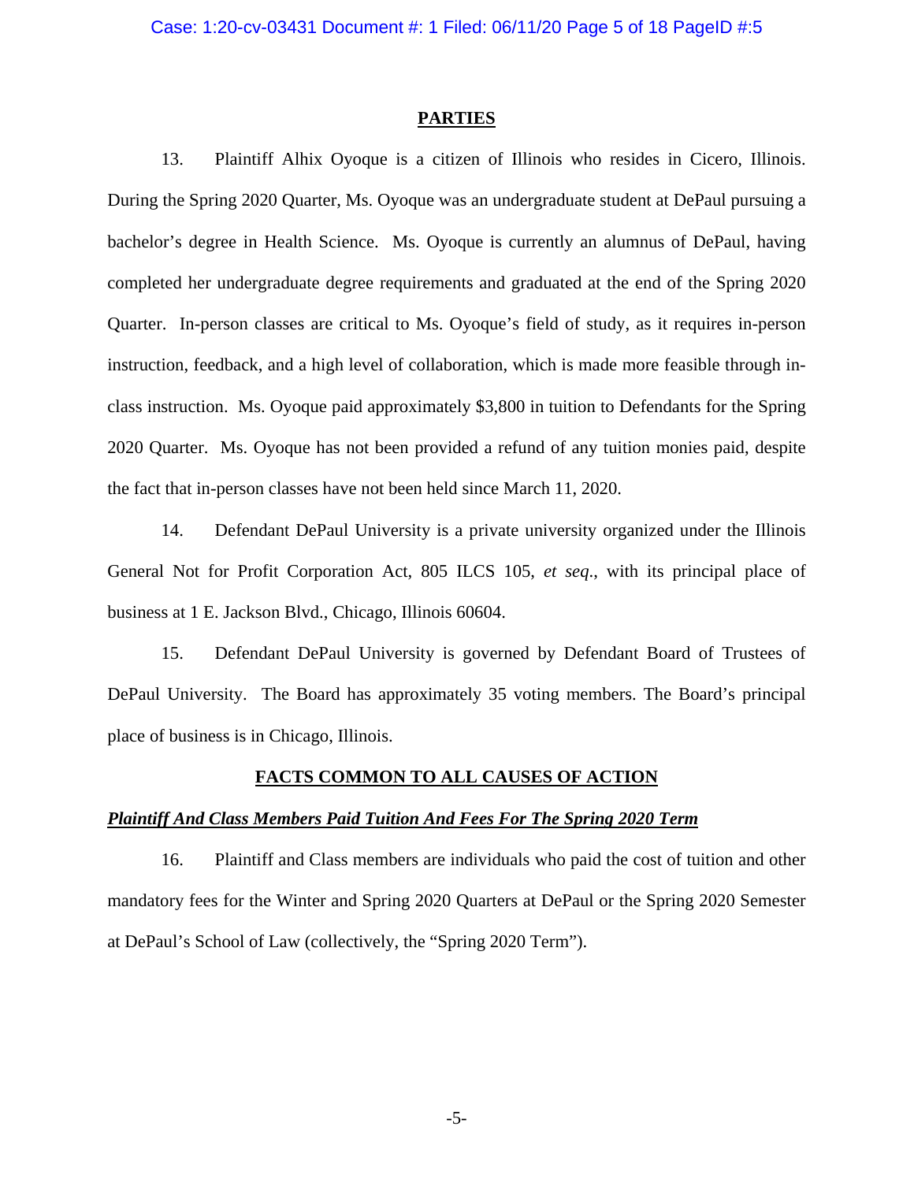## PARTIES

13. Plaintiff Alhix Oyoque is a citizen of Illinois who resides in Cicero, Illinois. During the Spring 2020 Quarter, Ms. Oyoque was an undergraduate student at DePaul pursuing a bachelor's degree in Health Science. Ms. Oyoque is currently an alumnus of DePaul, having completed her undergraduate degree requirements and graduated at the end of the Spring 2020 Quarter. In-person classes are critical to Ms. Oyoque's field of study, as it requires in-person instruction, feedback, and a high level of collaboration, which is made more feasible through in-class instruction. Ms. Oyoque paid approximately $3,800 in tuition to Defendants for the Spring 2020 Quarter. Ms. Oyoque has not been provided a refund of any tuition monies paid, despite the fact that in-person classes have not been held since March 11, 2020.

14. Defendant DePaul University is a private university organized under the Illinois General Not for Profit Corporation Act, 805 ILCS 105, *et seq*., with its principal place of business at 1 E. Jackson Blvd., Chicago, Illinois 60604.

15. Defendant DePaul University is governed by Defendant Board of Trustees of DePaul University. The Board has approximately 35 voting members. The Board's principal place of business is in Chicago, Illinois.

## FACTS COMMON TO ALL CAUSES OF ACTION

### ***Plaintiff And Class Members Paid Tuition And Fees For The Spring 2020 Term***

16. Plaintiff and Class members are individuals who paid the cost of tuition and other mandatory fees for the Winter and Spring 2020 Quarters at DePaul or the Spring 2020 Semester at DePaul's School of Law (collectively, the "Spring 2020 Term").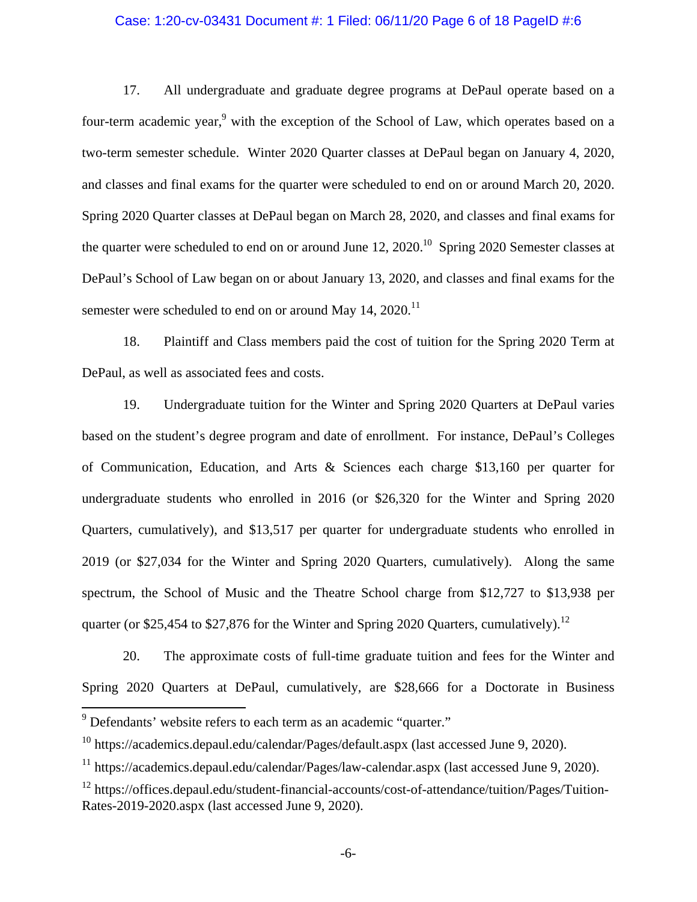17. All undergraduate and graduate degree programs at DePaul operate based on a four-term academic year,[9] with the exception of the School of Law, which operates based on a two-term semester schedule. Winter 2020 Quarter classes at DePaul began on January 4, 2020, and classes and final exams for the quarter were scheduled to end on or around March 20, 2020. Spring 2020 Quarter classes at DePaul began on March 28, 2020, and classes and final exams for the quarter were scheduled to end on or around June 12, 2020.[10] Spring 2020 Semester classes at DePaul's School of Law began on or about January 13, 2020, and classes and final exams for the semester were scheduled to end on or around May 14, 2020.[11]

18. Plaintiff and Class members paid the cost of tuition for the Spring 2020 Term at DePaul, as well as associated fees and costs.

19. Undergraduate tuition for the Winter and Spring 2020 Quarters at DePaul varies based on the student's degree program and date of enrollment. For instance, DePaul's Colleges of Communication, Education, and Arts & Sciences each charge $13,160 per quarter for undergraduate students who enrolled in 2016 (or $26,320 for the Winter and Spring 2020 Quarters, cumulatively), and $13,517 per quarter for undergraduate students who enrolled in 2019 (or $27,034 for the Winter and Spring 2020 Quarters, cumulatively). Along the same spectrum, the School of Music and the Theatre School charge from $12,727 to $13,938 per quarter (or $25,454 to $27,876 for the Winter and Spring 2020 Quarters, cumulatively).[12]

20. The approximate costs of full-time graduate tuition and fees for the Winter and Spring 2020 Quarters at DePaul, cumulatively, are $28,666 for a Doctorate in Business

---

[9] Defendants' website refers to each term as an academic "quarter."

[10] https://academics.depaul.edu/calendar/Pages/default.aspx (last accessed June 9, 2020).

[11] https://academics.depaul.edu/calendar/Pages/law-calendar.aspx (last accessed June 9, 2020).

[12] https://offices.depaul.edu/student-financial-accounts/cost-of-attendance/tuition/Pages/Tuition-Rates-2019-2020.aspx (last accessed June 9, 2020).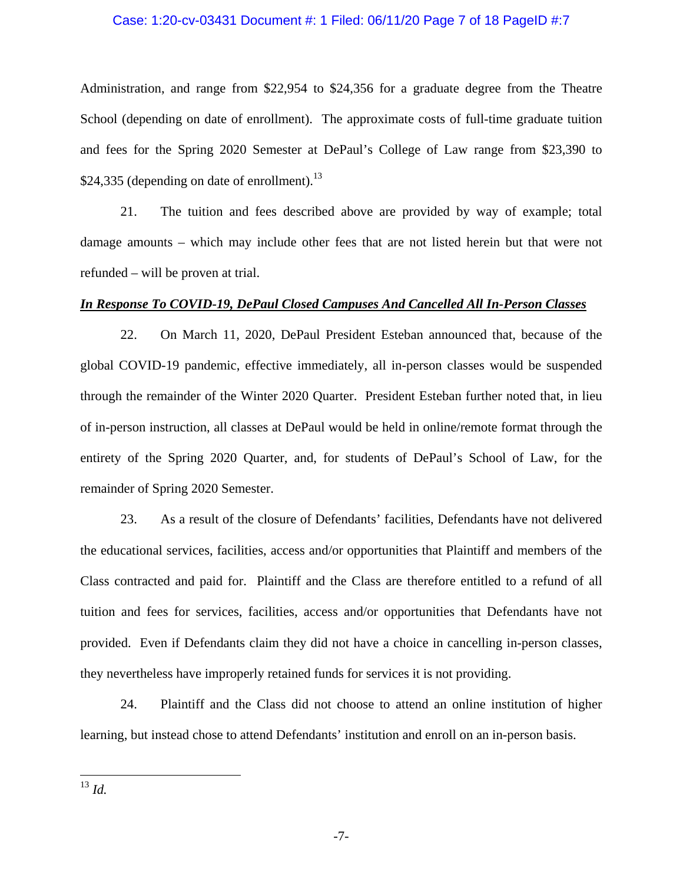Administration, and range from $22,954 to $24,356 for a graduate degree from the Theatre School (depending on date of enrollment). The approximate costs of full-time graduate tuition and fees for the Spring 2020 Semester at DePaul's College of Law range from $23,390 to $24,335 (depending on date of enrollment).[13]

21. The tuition and fees described above are provided by way of example; total damage amounts – which may include other fees that are not listed herein but that were not refunded – will be proven at trial.

***In Response To COVID-19, DePaul Closed Campuses And Cancelled All In-Person Classes***

22. On March 11, 2020, DePaul President Esteban announced that, because of the global COVID-19 pandemic, effective immediately, all in-person classes would be suspended through the remainder of the Winter 2020 Quarter. President Esteban further noted that, in lieu of in-person instruction, all classes at DePaul would be held in online/remote format through the entirety of the Spring 2020 Quarter, and, for students of DePaul's School of Law, for the remainder of Spring 2020 Semester.

23. As a result of the closure of Defendants' facilities, Defendants have not delivered the educational services, facilities, access and/or opportunities that Plaintiff and members of the Class contracted and paid for. Plaintiff and the Class are therefore entitled to a refund of all tuition and fees for services, facilities, access and/or opportunities that Defendants have not provided. Even if Defendants claim they did not have a choice in cancelling in-person classes, they nevertheless have improperly retained funds for services it is not providing.

24. Plaintiff and the Class did not choose to attend an online institution of higher learning, but instead chose to attend Defendants' institution and enroll on an in-person basis.

---

[13] *Id.*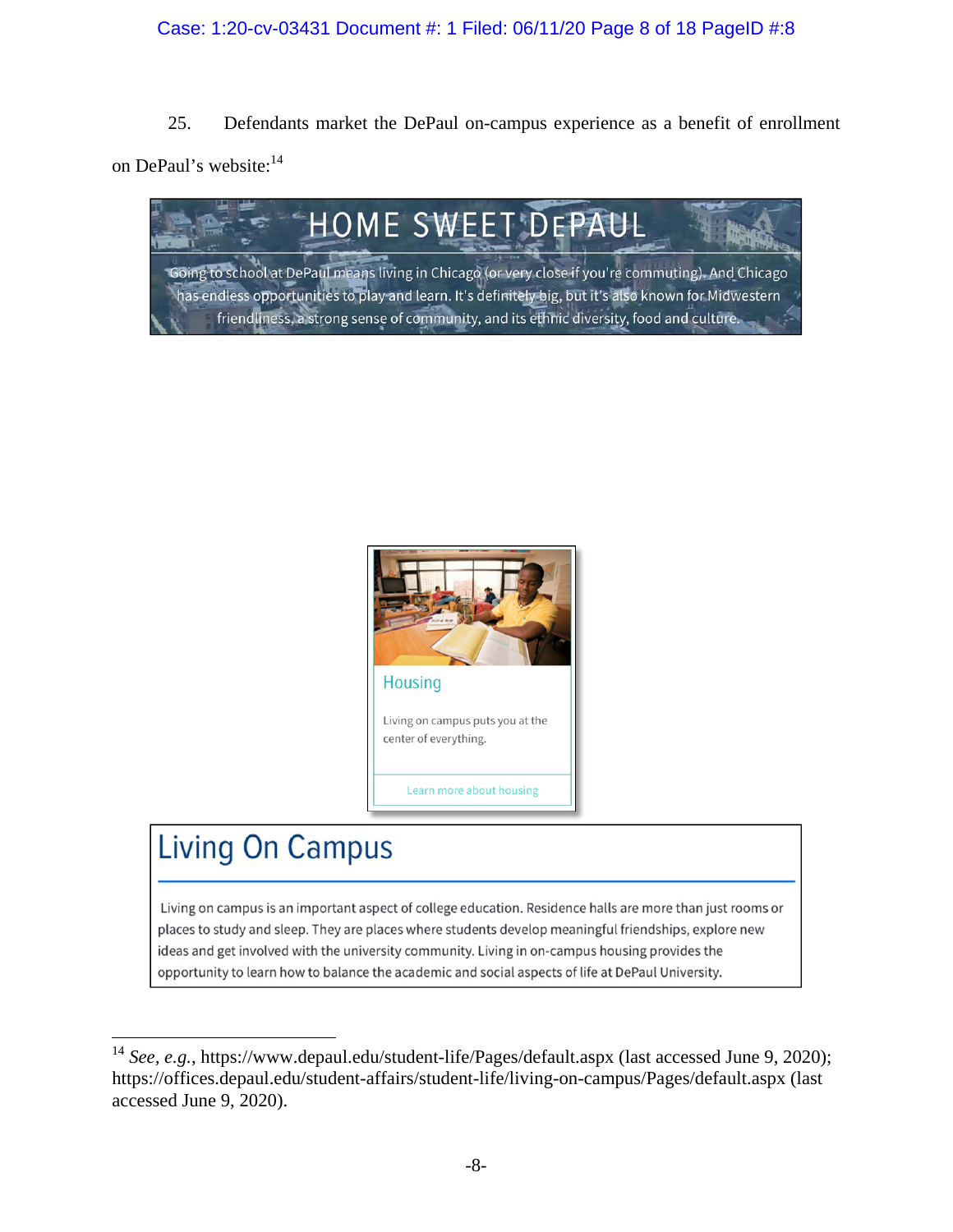25. Defendants market the DePaul on-campus experience as a benefit of enrollment on DePaul's website:[14]

HOME SWEET DEPAUL

Going to school at DePaul means living in Chicago (or very close if you're commuting). And Chicago has endless opportunities to play and learn. It's definitely big, but it's also known for Midwestern friendliness, a strong sense of community, and its ethnic diversity, food and culture.

Housing

Living on campus puts you at the center of everything.

Learn more about housing

## Living On Campus

Living on campus is an important aspect of college education. Residence halls are more than just rooms or places to study and sleep. They are places where students develop meaningful friendships, explore new ideas and get involved with the university community. Living in on-campus housing provides the opportunity to learn how to balance the academic and social aspects of life at DePaul University.

---

[14] *See, e.g.*, https://www.depaul.edu/student-life/Pages/default.aspx (last accessed June 9, 2020); https://offices.depaul.edu/student-affairs/student-life/living-on-campus/Pages/default.aspx (last accessed June 9, 2020).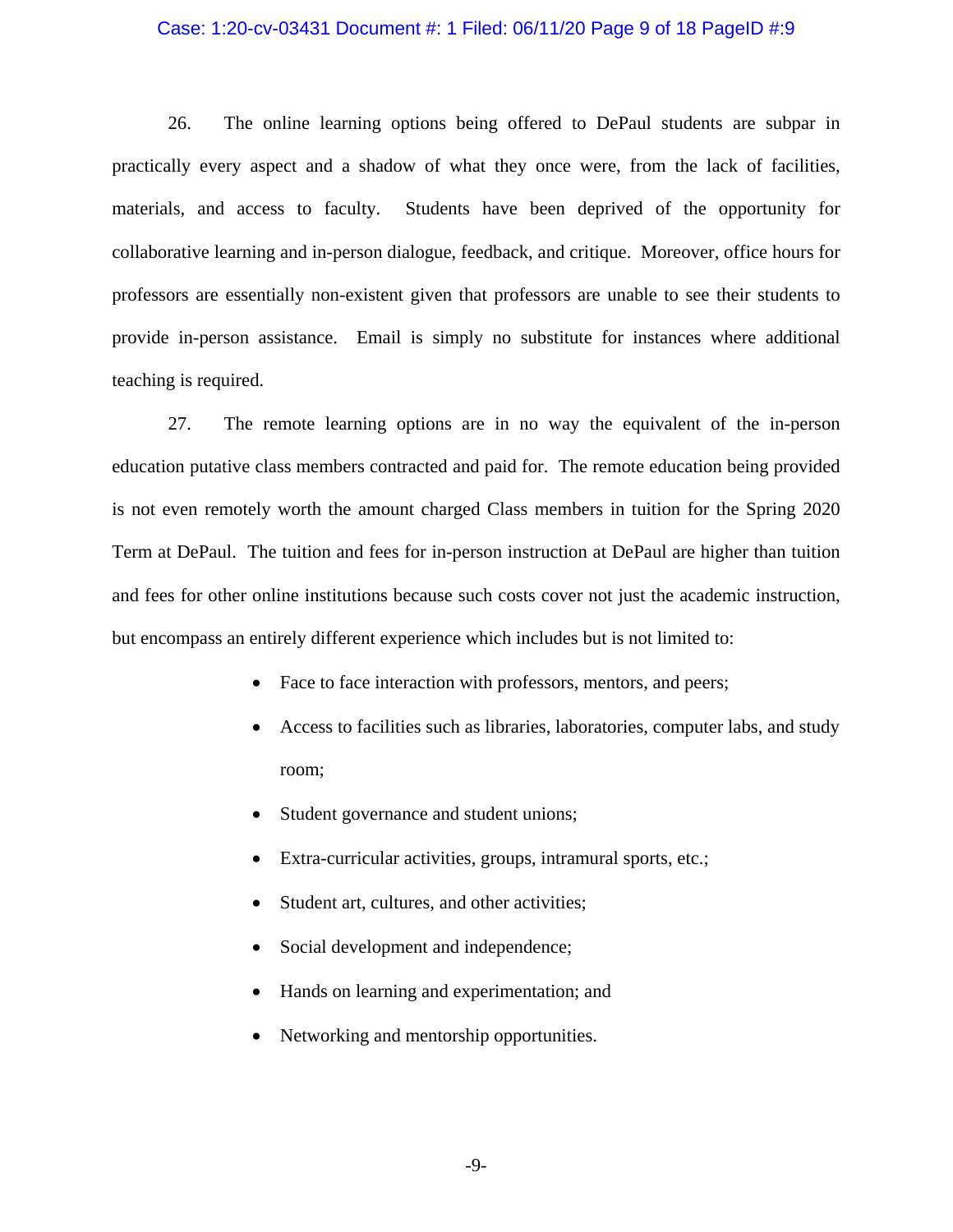26. The online learning options being offered to DePaul students are subpar in practically every aspect and a shadow of what they once were, from the lack of facilities, materials, and access to faculty. Students have been deprived of the opportunity for collaborative learning and in-person dialogue, feedback, and critique. Moreover, office hours for professors are essentially non-existent given that professors are unable to see their students to provide in-person assistance. Email is simply no substitute for instances where additional teaching is required.

27. The remote learning options are in no way the equivalent of the in-person education putative class members contracted and paid for. The remote education being provided is not even remotely worth the amount charged Class members in tuition for the Spring 2020 Term at DePaul. The tuition and fees for in-person instruction at DePaul are higher than tuition and fees for other online institutions because such costs cover not just the academic instruction, but encompass an entirely different experience which includes but is not limited to:

- Face to face interaction with professors, mentors, and peers;
- Access to facilities such as libraries, laboratories, computer labs, and study room;
- Student governance and student unions;
- Extra-curricular activities, groups, intramural sports, etc.;
- Student art, cultures, and other activities;
- Social development and independence;
- Hands on learning and experimentation; and
- Networking and mentorship opportunities.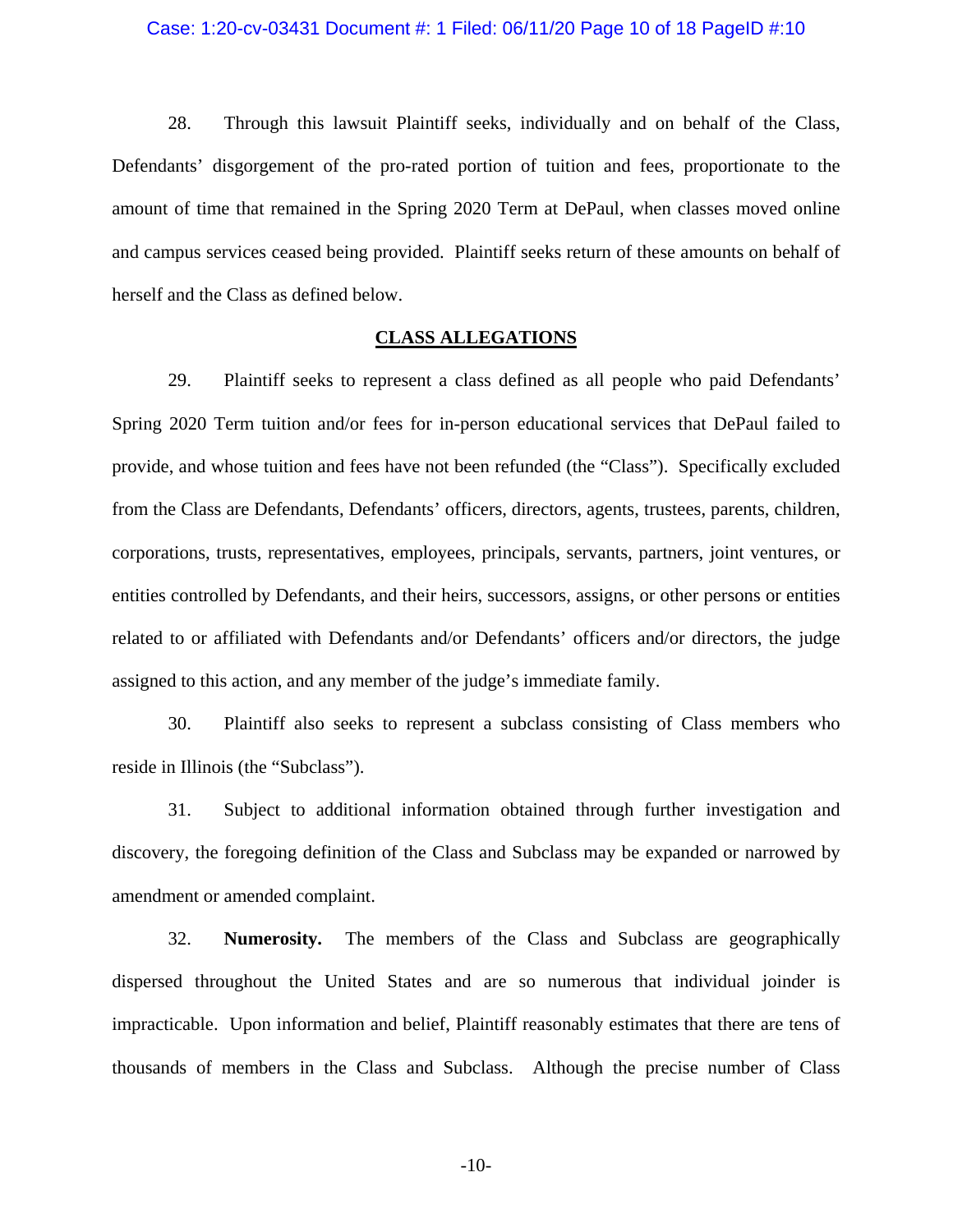28. Through this lawsuit Plaintiff seeks, individually and on behalf of the Class, Defendants' disgorgement of the pro-rated portion of tuition and fees, proportionate to the amount of time that remained in the Spring 2020 Term at DePaul, when classes moved online and campus services ceased being provided. Plaintiff seeks return of these amounts on behalf of herself and the Class as defined below.

## CLASS ALLEGATIONS

29. Plaintiff seeks to represent a class defined as all people who paid Defendants' Spring 2020 Term tuition and/or fees for in-person educational services that DePaul failed to provide, and whose tuition and fees have not been refunded (the "Class"). Specifically excluded from the Class are Defendants, Defendants' officers, directors, agents, trustees, parents, children, corporations, trusts, representatives, employees, principals, servants, partners, joint ventures, or entities controlled by Defendants, and their heirs, successors, assigns, or other persons or entities related to or affiliated with Defendants and/or Defendants' officers and/or directors, the judge assigned to this action, and any member of the judge's immediate family.

30. Plaintiff also seeks to represent a subclass consisting of Class members who reside in Illinois (the "Subclass").

31. Subject to additional information obtained through further investigation and discovery, the foregoing definition of the Class and Subclass may be expanded or narrowed by amendment or amended complaint.

32. **Numerosity.** The members of the Class and Subclass are geographically dispersed throughout the United States and are so numerous that individual joinder is impracticable. Upon information and belief, Plaintiff reasonably estimates that there are tens of thousands of members in the Class and Subclass. Although the precise number of Class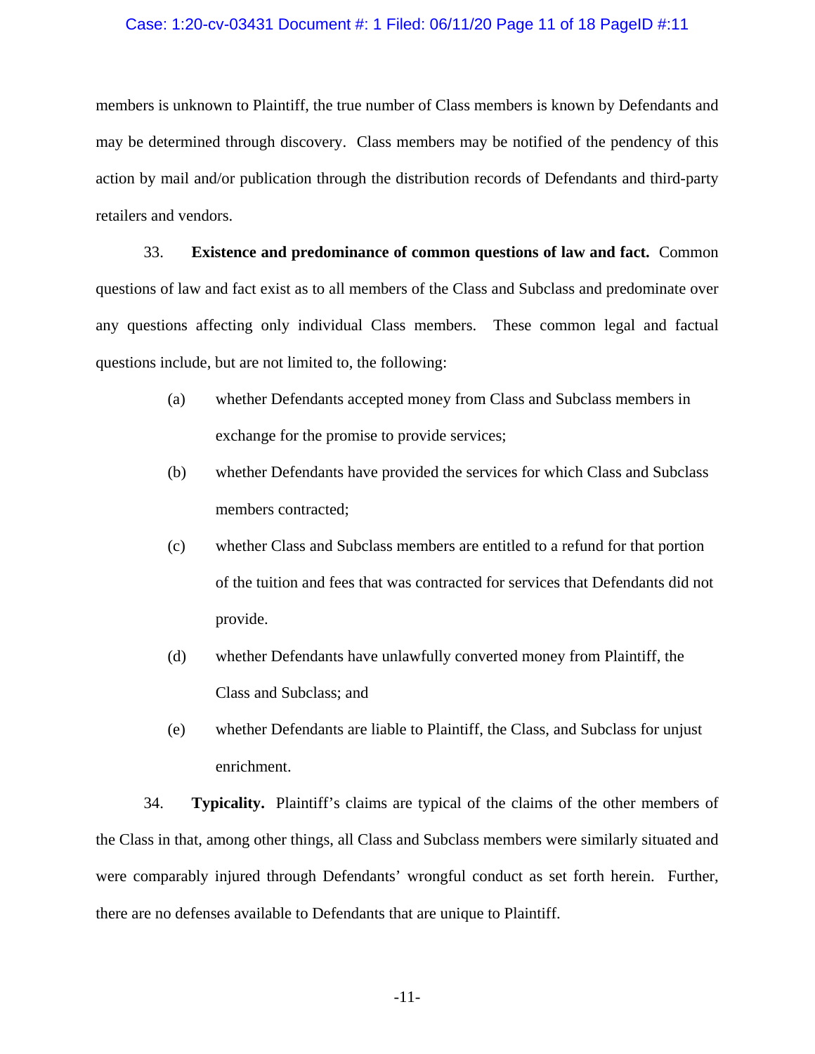members is unknown to Plaintiff, the true number of Class members is known by Defendants and may be determined through discovery. Class members may be notified of the pendency of this action by mail and/or publication through the distribution records of Defendants and third-party retailers and vendors.

33. **Existence and predominance of common questions of law and fact.** Common questions of law and fact exist as to all members of the Class and Subclass and predominate over any questions affecting only individual Class members. These common legal and factual questions include, but are not limited to, the following:

(a) whether Defendants accepted money from Class and Subclass members in exchange for the promise to provide services;

(b) whether Defendants have provided the services for which Class and Subclass members contracted;

(c) whether Class and Subclass members are entitled to a refund for that portion of the tuition and fees that was contracted for services that Defendants did not provide.

(d) whether Defendants have unlawfully converted money from Plaintiff, the Class and Subclass; and

(e) whether Defendants are liable to Plaintiff, the Class, and Subclass for unjust enrichment.

34. **Typicality.** Plaintiff's claims are typical of the claims of the other members of the Class in that, among other things, all Class and Subclass members were similarly situated and were comparably injured through Defendants' wrongful conduct as set forth herein. Further, there are no defenses available to Defendants that are unique to Plaintiff.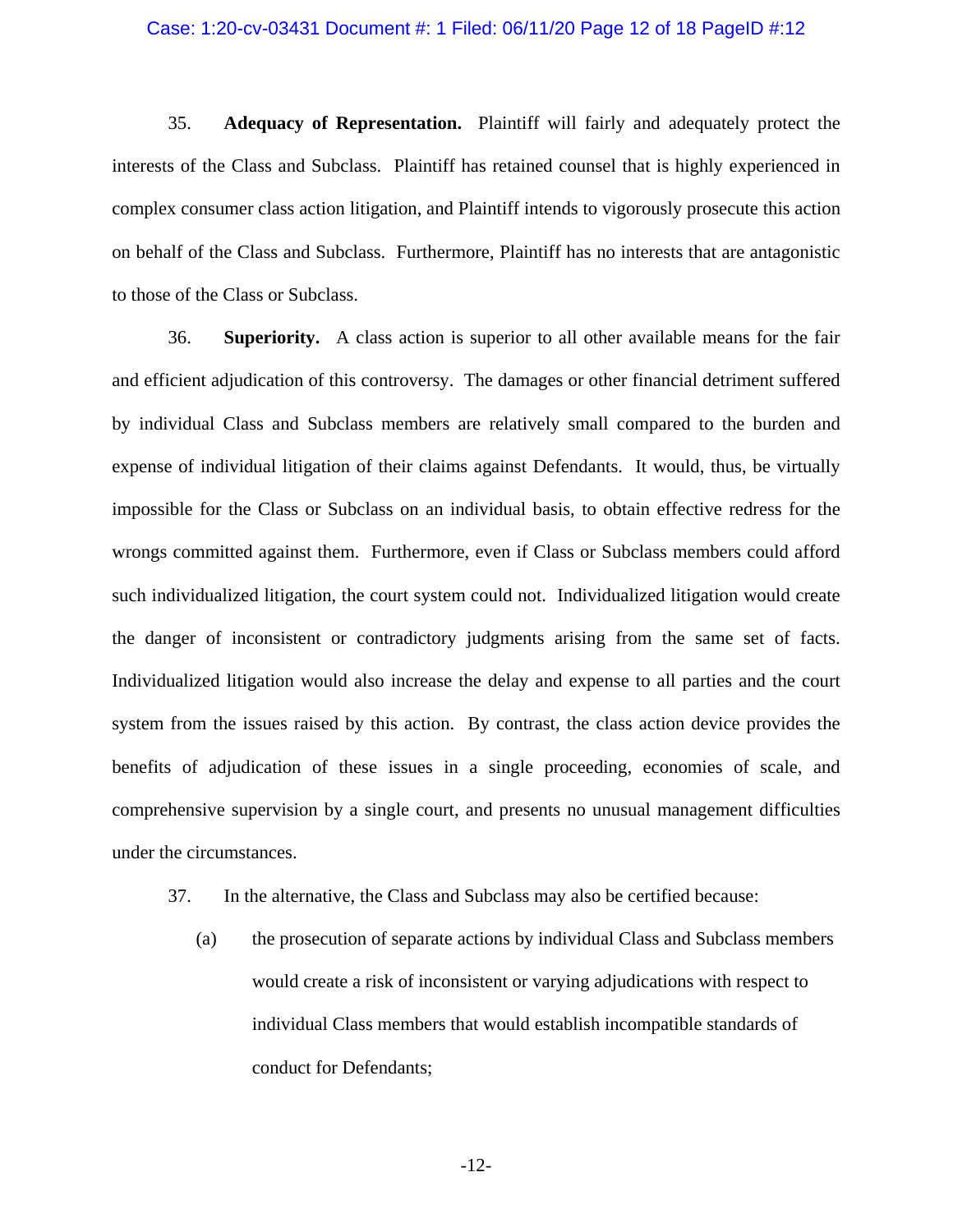35. **Adequacy of Representation.** Plaintiff will fairly and adequately protect the interests of the Class and Subclass. Plaintiff has retained counsel that is highly experienced in complex consumer class action litigation, and Plaintiff intends to vigorously prosecute this action on behalf of the Class and Subclass. Furthermore, Plaintiff has no interests that are antagonistic to those of the Class or Subclass.

36. **Superiority.** A class action is superior to all other available means for the fair and efficient adjudication of this controversy. The damages or other financial detriment suffered by individual Class and Subclass members are relatively small compared to the burden and expense of individual litigation of their claims against Defendants. It would, thus, be virtually impossible for the Class or Subclass on an individual basis, to obtain effective redress for the wrongs committed against them. Furthermore, even if Class or Subclass members could afford such individualized litigation, the court system could not. Individualized litigation would create the danger of inconsistent or contradictory judgments arising from the same set of facts. Individualized litigation would also increase the delay and expense to all parties and the court system from the issues raised by this action. By contrast, the class action device provides the benefits of adjudication of these issues in a single proceeding, economies of scale, and comprehensive supervision by a single court, and presents no unusual management difficulties under the circumstances.

37. In the alternative, the Class and Subclass may also be certified because:

(a) the prosecution of separate actions by individual Class and Subclass members would create a risk of inconsistent or varying adjudications with respect to individual Class members that would establish incompatible standards of conduct for Defendants;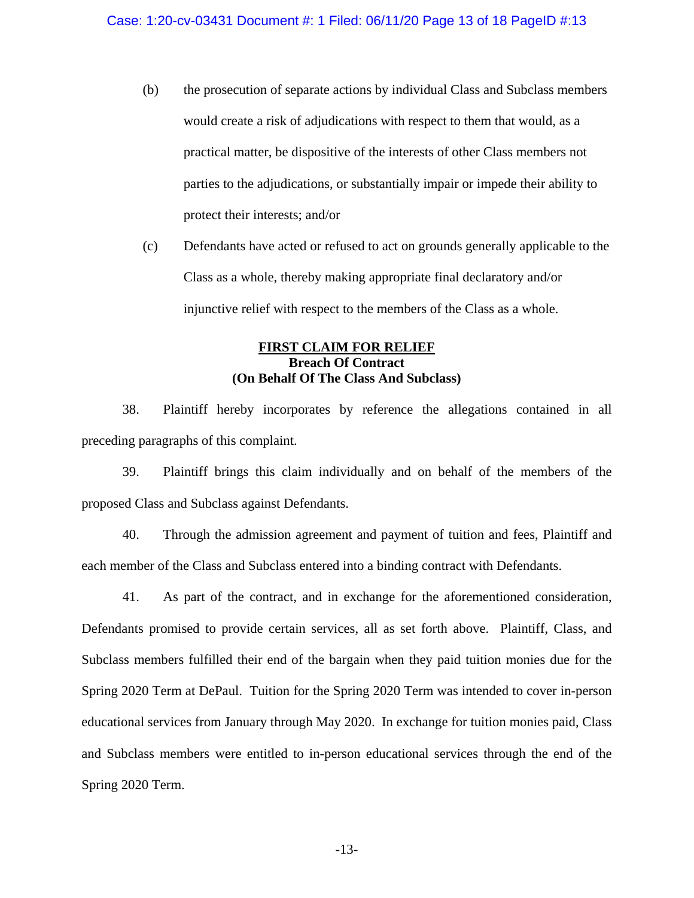(b) the prosecution of separate actions by individual Class and Subclass members would create a risk of adjudications with respect to them that would, as a practical matter, be dispositive of the interests of other Class members not parties to the adjudications, or substantially impair or impede their ability to protect their interests; and/or

(c) Defendants have acted or refused to act on grounds generally applicable to the Class as a whole, thereby making appropriate final declaratory and/or injunctive relief with respect to the members of the Class as a whole.

## FIRST CLAIM FOR RELIEF
**Breach Of Contract**
**(On Behalf Of The Class And Subclass)**

38. Plaintiff hereby incorporates by reference the allegations contained in all preceding paragraphs of this complaint.

39. Plaintiff brings this claim individually and on behalf of the members of the proposed Class and Subclass against Defendants.

40. Through the admission agreement and payment of tuition and fees, Plaintiff and each member of the Class and Subclass entered into a binding contract with Defendants.

41. As part of the contract, and in exchange for the aforementioned consideration, Defendants promised to provide certain services, all as set forth above. Plaintiff, Class, and Subclass members fulfilled their end of the bargain when they paid tuition monies due for the Spring 2020 Term at DePaul. Tuition for the Spring 2020 Term was intended to cover in-person educational services from January through May 2020. In exchange for tuition monies paid, Class and Subclass members were entitled to in-person educational services through the end of the Spring 2020 Term.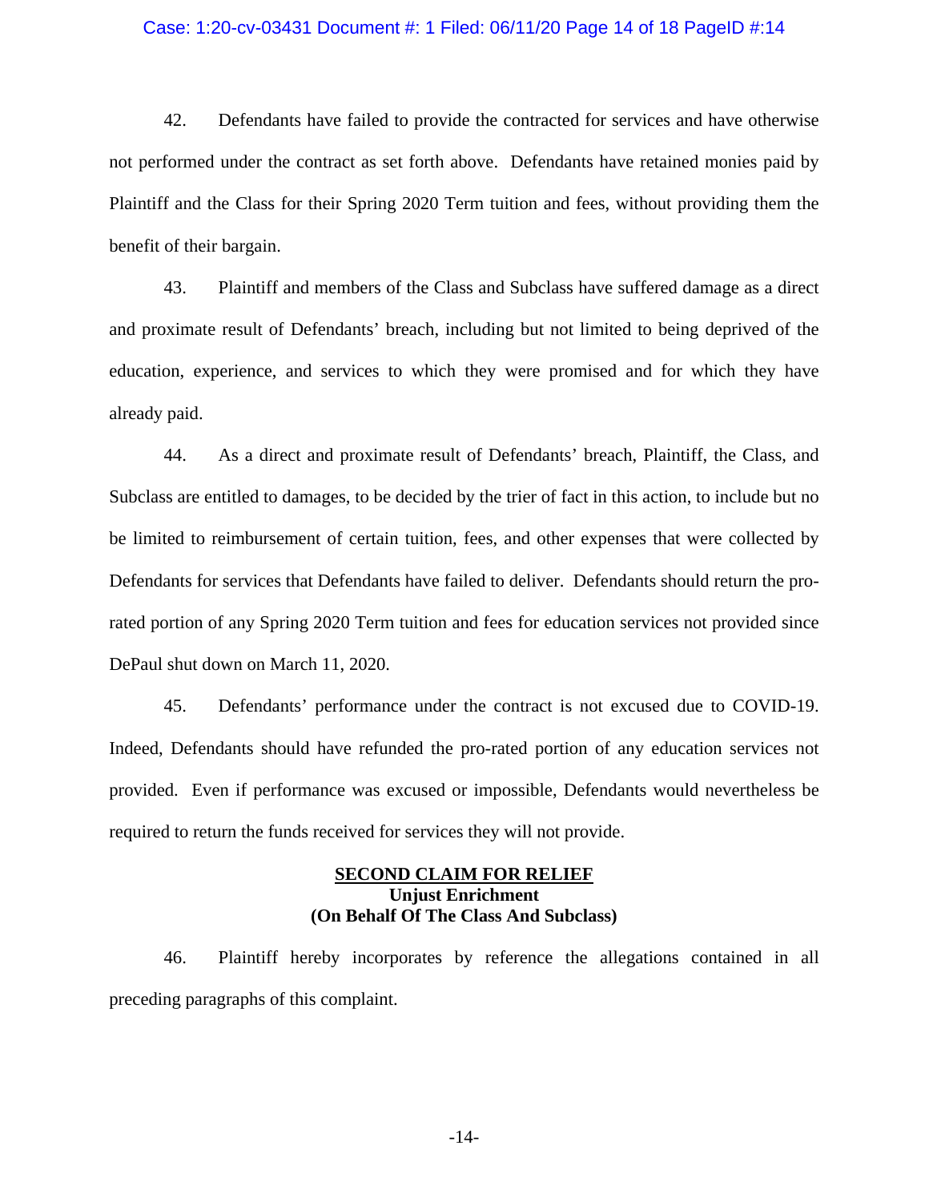42. Defendants have failed to provide the contracted for services and have otherwise not performed under the contract as set forth above. Defendants have retained monies paid by Plaintiff and the Class for their Spring 2020 Term tuition and fees, without providing them the benefit of their bargain.

43. Plaintiff and members of the Class and Subclass have suffered damage as a direct and proximate result of Defendants' breach, including but not limited to being deprived of the education, experience, and services to which they were promised and for which they have already paid.

44. As a direct and proximate result of Defendants' breach, Plaintiff, the Class, and Subclass are entitled to damages, to be decided by the trier of fact in this action, to include but no be limited to reimbursement of certain tuition, fees, and other expenses that were collected by Defendants for services that Defendants have failed to deliver. Defendants should return the pro-rated portion of any Spring 2020 Term tuition and fees for education services not provided since DePaul shut down on March 11, 2020.

45. Defendants' performance under the contract is not excused due to COVID-19. Indeed, Defendants should have refunded the pro-rated portion of any education services not provided. Even if performance was excused or impossible, Defendants would nevertheless be required to return the funds received for services they will not provide.

## SECOND CLAIM FOR RELIEF
### Unjust Enrichment
### (On Behalf Of The Class And Subclass)

46. Plaintiff hereby incorporates by reference the allegations contained in all preceding paragraphs of this complaint.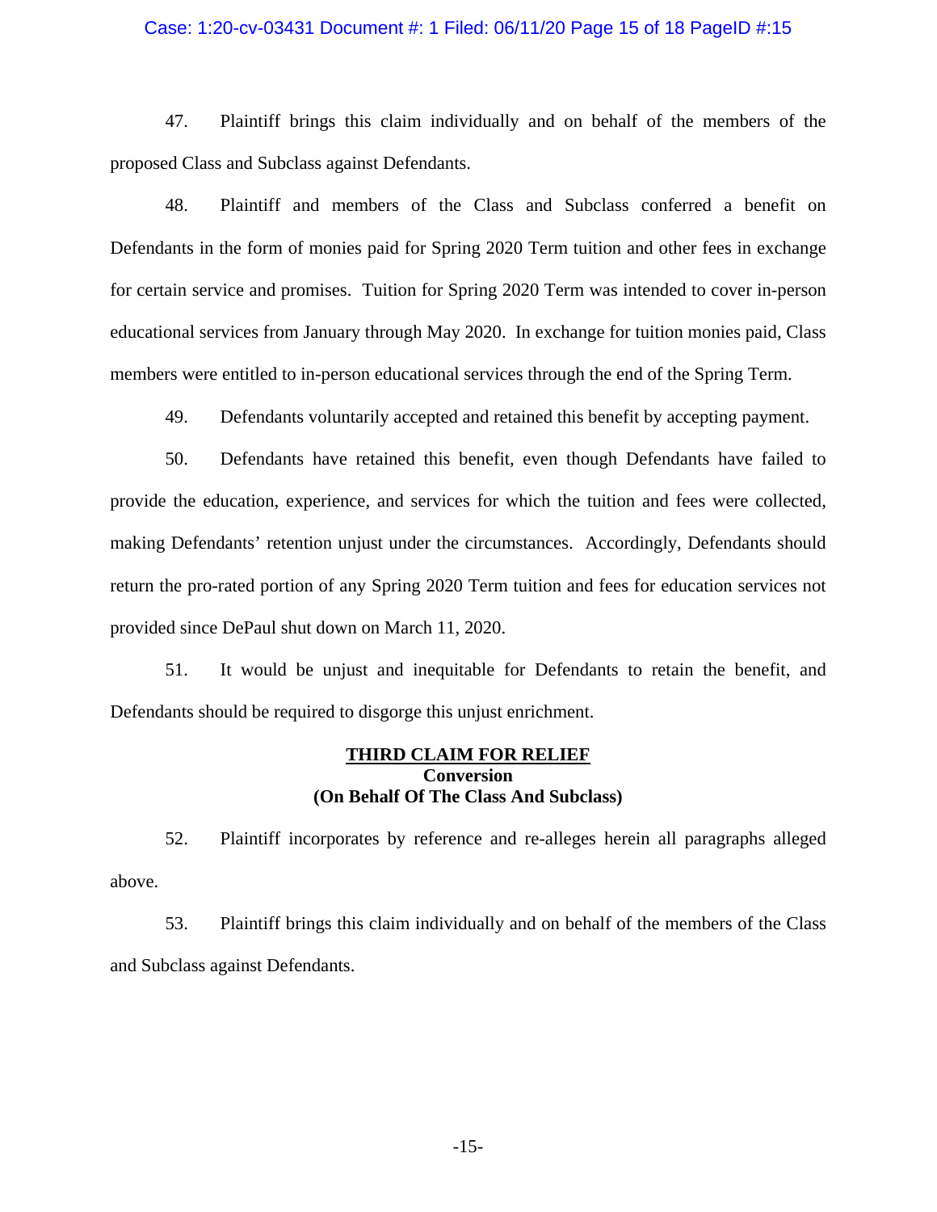47. Plaintiff brings this claim individually and on behalf of the members of the proposed Class and Subclass against Defendants.

48. Plaintiff and members of the Class and Subclass conferred a benefit on Defendants in the form of monies paid for Spring 2020 Term tuition and other fees in exchange for certain service and promises. Tuition for Spring 2020 Term was intended to cover in-person educational services from January through May 2020. In exchange for tuition monies paid, Class members were entitled to in-person educational services through the end of the Spring Term.

49. Defendants voluntarily accepted and retained this benefit by accepting payment.

50. Defendants have retained this benefit, even though Defendants have failed to provide the education, experience, and services for which the tuition and fees were collected, making Defendants' retention unjust under the circumstances. Accordingly, Defendants should return the pro-rated portion of any Spring 2020 Term tuition and fees for education services not provided since DePaul shut down on March 11, 2020.

51. It would be unjust and inequitable for Defendants to retain the benefit, and Defendants should be required to disgorge this unjust enrichment.

**THIRD CLAIM FOR RELIEF**
**Conversion**
**(On Behalf Of The Class And Subclass)**

52. Plaintiff incorporates by reference and re-alleges herein all paragraphs alleged above.

53. Plaintiff brings this claim individually and on behalf of the members of the Class and Subclass against Defendants.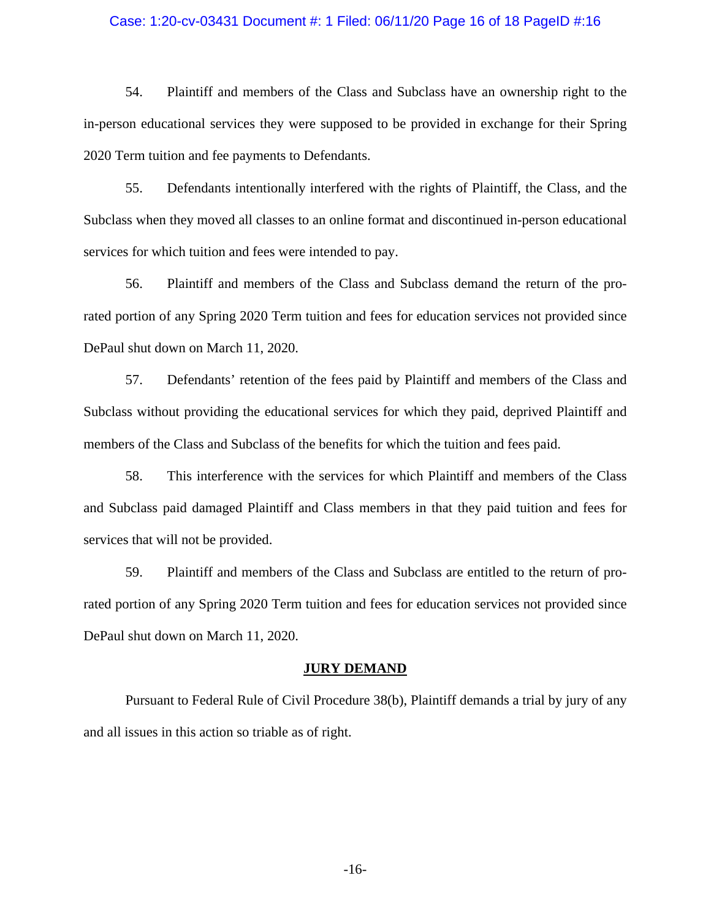54. Plaintiff and members of the Class and Subclass have an ownership right to the in-person educational services they were supposed to be provided in exchange for their Spring 2020 Term tuition and fee payments to Defendants.

55. Defendants intentionally interfered with the rights of Plaintiff, the Class, and the Subclass when they moved all classes to an online format and discontinued in-person educational services for which tuition and fees were intended to pay.

56. Plaintiff and members of the Class and Subclass demand the return of the pro-rated portion of any Spring 2020 Term tuition and fees for education services not provided since DePaul shut down on March 11, 2020.

57. Defendants' retention of the fees paid by Plaintiff and members of the Class and Subclass without providing the educational services for which they paid, deprived Plaintiff and members of the Class and Subclass of the benefits for which the tuition and fees paid.

58. This interference with the services for which Plaintiff and members of the Class and Subclass paid damaged Plaintiff and Class members in that they paid tuition and fees for services that will not be provided.

59. Plaintiff and members of the Class and Subclass are entitled to the return of pro-rated portion of any Spring 2020 Term tuition and fees for education services not provided since DePaul shut down on March 11, 2020.

## JURY DEMAND

Pursuant to Federal Rule of Civil Procedure 38(b), Plaintiff demands a trial by jury of any and all issues in this action so triable as of right.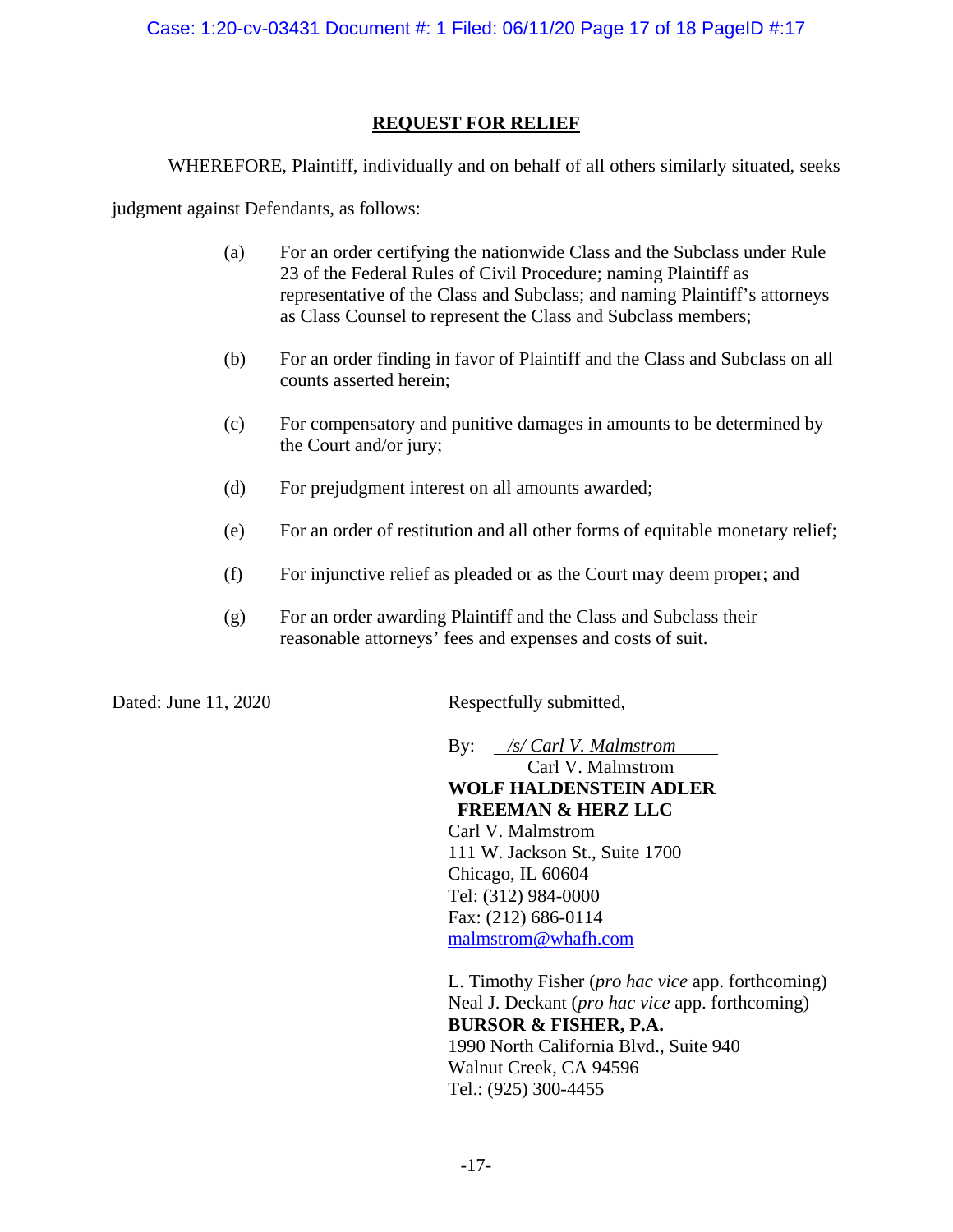## REQUEST FOR RELIEF

WHEREFORE, Plaintiff, individually and on behalf of all others similarly situated, seeks judgment against Defendants, as follows:

(a) For an order certifying the nationwide Class and the Subclass under Rule 23 of the Federal Rules of Civil Procedure; naming Plaintiff as representative of the Class and Subclass; and naming Plaintiff's attorneys as Class Counsel to represent the Class and Subclass members;

(b) For an order finding in favor of Plaintiff and the Class and Subclass on all counts asserted herein;

(c) For compensatory and punitive damages in amounts to be determined by the Court and/or jury;

(d) For prejudgment interest on all amounts awarded;

(e) For an order of restitution and all other forms of equitable monetary relief;

(f) For injunctive relief as pleaded or as the Court may deem proper; and

(g) For an order awarding Plaintiff and the Class and Subclass their reasonable attorneys' fees and expenses and costs of suit.

Dated: June 11, 2020

Respectfully submitted,

By: *_/s/ Carl V. Malmstrom_*
Carl V. Malmstrom
**WOLF HALDENSTEIN ADLER FREEMAN & HERZ LLC**
Carl V. Malmstrom
111 W. Jackson St., Suite 1700
Chicago, IL 60604
Tel: (312) 984-0000
Fax: (212) 686-0114
malmstrom@whafh.com

L. Timothy Fisher (*pro hac vice* app. forthcoming)
Neal J. Deckant (*pro hac vice* app. forthcoming)
**BURSOR & FISHER, P.A.**
1990 North California Blvd., Suite 940
Walnut Creek, CA 94596
Tel.: (925) 300-4455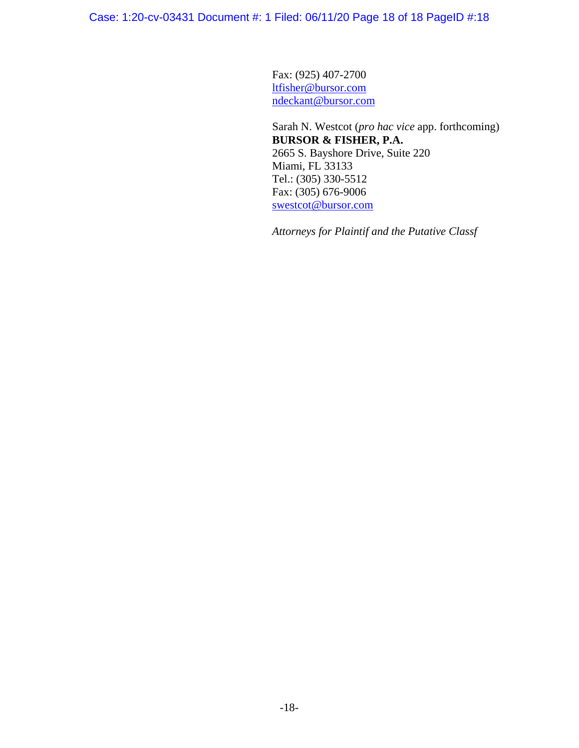Fax: (925) 407-2700
ltfisher@bursor.com
ndeckant@bursor.com

Sarah N. Westcot (*pro hac vice* app. forthcoming)
**BURSOR & FISHER, P.A.**
2665 S. Bayshore Drive, Suite 220
Miami, FL 33133
Tel.: (305) 330-5512
Fax: (305) 676-9006
swestcot@bursor.com

*Attorneys for Plaintif and the Putative Classf*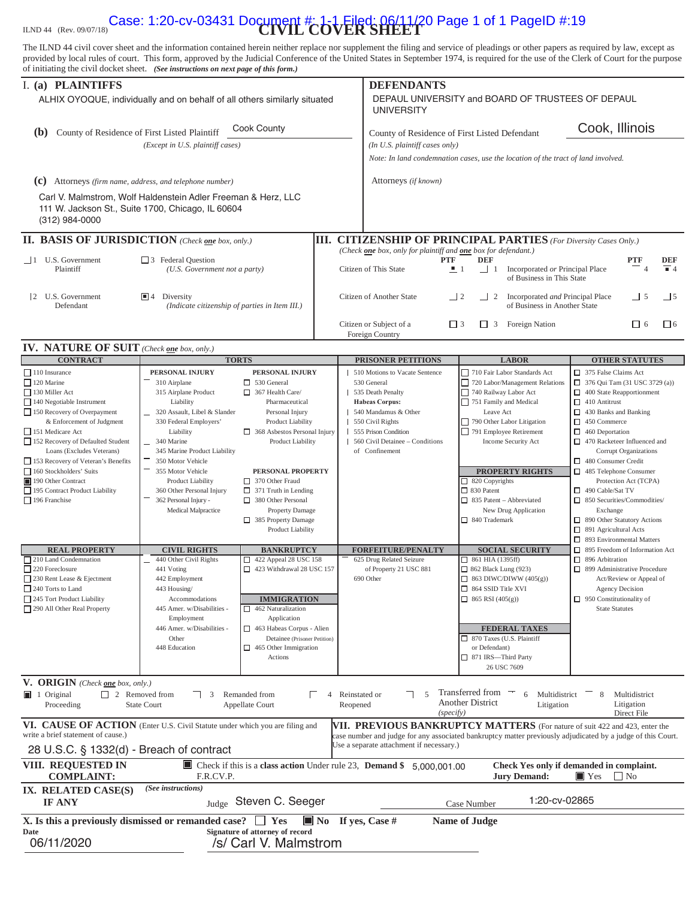ILND 44 (Rev. 09/07/18)

# CIVIL COVER SHEET

The ILND 44 civil cover sheet and the information contained herein neither replace nor supplement the filing and service of pleadings or other papers as required by law, except as provided by local rules of court. This form, approved by the Judicial Conference of the United States in September 1974, is required for the use of the Clerk of Court for the purpose of initiating the civil docket sheet. *(See instructions on next page of this form.)*

## I. (a) PLAINTIFFS

ALHIX OYOQUE, individually and on behalf of all others similarly situated

**(b)** County of Residence of First Listed Plaintiff: Cook County
*(Except in U.S. plaintiff cases)*

**(c)** Attorneys *(firm name, address, and telephone number)*

Carl V. Malmstrom, Wolf Haldenstein Adler Freeman & Herz, LLC
111 W. Jackson St., Suite 1700, Chicago, IL 60604
(312) 984-0000

## DEFENDANTS

DEPAUL UNIVERSITY and BOARD OF TRUSTEES OF DEPAUL UNIVERSITY

County of Residence of First Listed Defendant: Cook, Illinois
*(In U.S. plaintiff cases only)*

*Note: In land condemnation cases, use the location of the tract of land involved.*

Attorneys *(if known)*

## II. BASIS OF JURISDICTION *(Check one box, only.)*

- ☐ 1 U.S. Government Plaintiff
- ☐ 3 Federal Question *(U.S. Government not a party)*
- ☐ 2 U.S. Government Defendant
- ☒ 4 Diversity *(Indicate citizenship of parties in Item III.)*

## III. CITIZENSHIP OF PRINCIPAL PARTIES *(For Diversity Cases Only.)*

*(Check one box, only for plaintiff and one box for defendant.)*

| | PTF | DEF | | PTF | DEF |
|---|---|---|---|---|---|
| Citizen of This State | ☒ 1 | ☐ 1 | Incorporated *or* Principal Place of Business in This State | ☐ 4 | ☒ 4 |
| Citizen of Another State | ☐ 2 | ☐ 2 | Incorporated *and* Principal Place of Business in Another State | ☐ 5 | ☐ 5 |
| Citizen or Subject of a Foreign Country | ☐ 3 | ☐ 3 | Foreign Nation | ☐ 6 | ☐ 6 |

## IV. NATURE OF SUIT *(Check one box, only.)*

**CONTRACT:** ☐ 110 Insurance; ☐ 120 Marine; ☐ 130 Miller Act; ☐ 140 Negotiable Instrument; ☐ 150 Recovery of Overpayment & Enforcement of Judgment; ☐ 151 Medicare Act; ☐ 152 Recovery of Defaulted Student Loans (Excludes Veterans); ☐ 153 Recovery of Veteran's Benefits; ☐ 160 Stockholders' Suits; ☒ 190 Other Contract; ☐ 195 Contract Product Liability; ☐ 196 Franchise

**TORTS – PERSONAL INJURY:** 310 Airplane; 315 Airplane Product Liability; 320 Assault, Libel & Slander; 330 Federal Employers' Liability; 340 Marine; 345 Marine Product Liability; 350 Motor Vehicle; 355 Motor Vehicle Product Liability; 360 Other Personal Injury; 362 Personal Injury - Medical Malpractice

**PERSONAL INJURY:** ☐ 530 General; ☐ 367 Health Care/ Pharmaceutical Personal Injury Product Liability; ☐ 368 Asbestos Personal Injury Product Liability

**PERSONAL PROPERTY:** ☐ 370 Other Fraud; ☐ 371 Truth in Lending; ☐ 380 Other Personal Property Damage; ☐ 385 Property Damage Product Liability

**PRISONER PETITIONS:** 510 Motions to Vacate Sentence; 530 General; 535 Death Penalty; **Habeas Corpus:** 540 Mandamus & Other; 550 Civil Rights; 555 Prison Condition; 560 Civil Detainee – Conditions of Confinement

**LABOR:** ☐ 710 Fair Labor Standards Act; ☐ 720 Labor/Management Relations; ☐ 740 Railway Labor Act; ☐ 751 Family and Medical Leave Act; ☐ 790 Other Labor Litigation; ☐ 791 Employee Retirement Income Security Act

**PROPERTY RIGHTS:** ☐ 820 Copyrights; ☐ 830 Patent; ☐ 835 Patent – Abbreviated New Drug Application; ☐ 840 Trademark

**OTHER STATUTES:** ☐ 375 False Claims Act; ☐ 376 Qui Tam (31 USC 3729 (a)); ☐ 400 State Reapportionment; ☐ 410 Antitrust; ☐ 430 Banks and Banking; ☐ 450 Commerce; ☐ 460 Deportation; ☐ 470 Racketeer Influenced and Corrupt Organizations; ☐ 480 Consumer Credit; ☐ 485 Telephone Consumer Protection Act (TCPA); ☐ 490 Cable/Sat TV; ☐ 850 Securities/Commodities/ Exchange; ☐ 890 Other Statutory Actions; ☐ 891 Agricultural Acts; ☐ 893 Environmental Matters; ☐ 895 Freedom of Information Act; ☐ 896 Arbitration; ☐ 899 Administrative Procedure Act/Review or Appeal of Agency Decision; ☐ 950 Constitutionality of State Statutes

**REAL PROPERTY:** ☐ 210 Land Condemnation; ☐ 220 Foreclosure; ☐ 230 Rent Lease & Ejectment; ☐ 240 Torts to Land; ☐ 245 Tort Product Liability; ☐ 290 All Other Real Property

**CIVIL RIGHTS:** 440 Other Civil Rights; 441 Voting; 442 Employment; 443 Housing/ Accommodations; 445 Amer. w/Disabilities - Employment; 446 Amer. w/Disabilities - Other; 448 Education

**BANKRUPTCY:** ☐ 422 Appeal 28 USC 158; ☐ 423 Withdrawal 28 USC 157

**IMMIGRATION:** ☐ 462 Naturalization Application; ☐ 463 Habeas Corpus - Alien Detainee (Prisoner Petition); ☐ 465 Other Immigration Actions

**FORFEITURE/PENALTY:** 625 Drug Related Seizure of Property 21 USC 881; 690 Other

**SOCIAL SECURITY:** ☐ 861 HIA (1395ff); ☐ 862 Black Lung (923); ☐ 863 DIWC/DIWW (405(g)); ☐ 864 SSID Title XVI; ☐ 865 RSI (405(g))

**FEDERAL TAXES:** ☐ 870 Taxes (U.S. Plaintiff or Defendant); ☐ 871 IRS—Third Party 26 USC 7609

## V. ORIGIN *(Check one box, only.)*

☒ 1 Original Proceeding; ☐ 2 Removed from State Court; ☐ 3 Remanded from Appellate Court; ☐ 4 Reinstated or Reopened; ☐ 5 Transferred from Another District *(specify)*; ☐ 6 Multidistrict Litigation; ☐ 8 Multidistrict Litigation Direct File

## VI. CAUSE OF ACTION

(Enter U.S. Civil Statute under which you are filing and write a brief statement of cause.)

28 U.S.C. § 1332(d) - Breach of contract

## VII. PREVIOUS BANKRUPTCY MATTERS

(For nature of suit 422 and 423, enter the case number and judge for any associated bankruptcy matter previously adjudicated by a judge of this Court. Use a separate attachment if necessary.)

## VIII. REQUESTED IN COMPLAINT:

☒ Check if this is a **class action** Under rule 23, F.R.C.P.
**Demand $** 5,000,001.00
**Check Yes only if demanded in complaint. Jury Demand:** ☒ Yes ☐ No

## IX. RELATED CASE(S) IF ANY

*(See instructions)* Judge: Steven C. Seeger    Case Number: 1:20-cv-02865

## X. Is this a previously dismissed or remanded case?

☐ Yes ☒ No **If yes, Case #** **Name of Judge**

**Date:** 06/11/2020
**Signature of attorney of record:** /s/ Carl V. Malmstrom